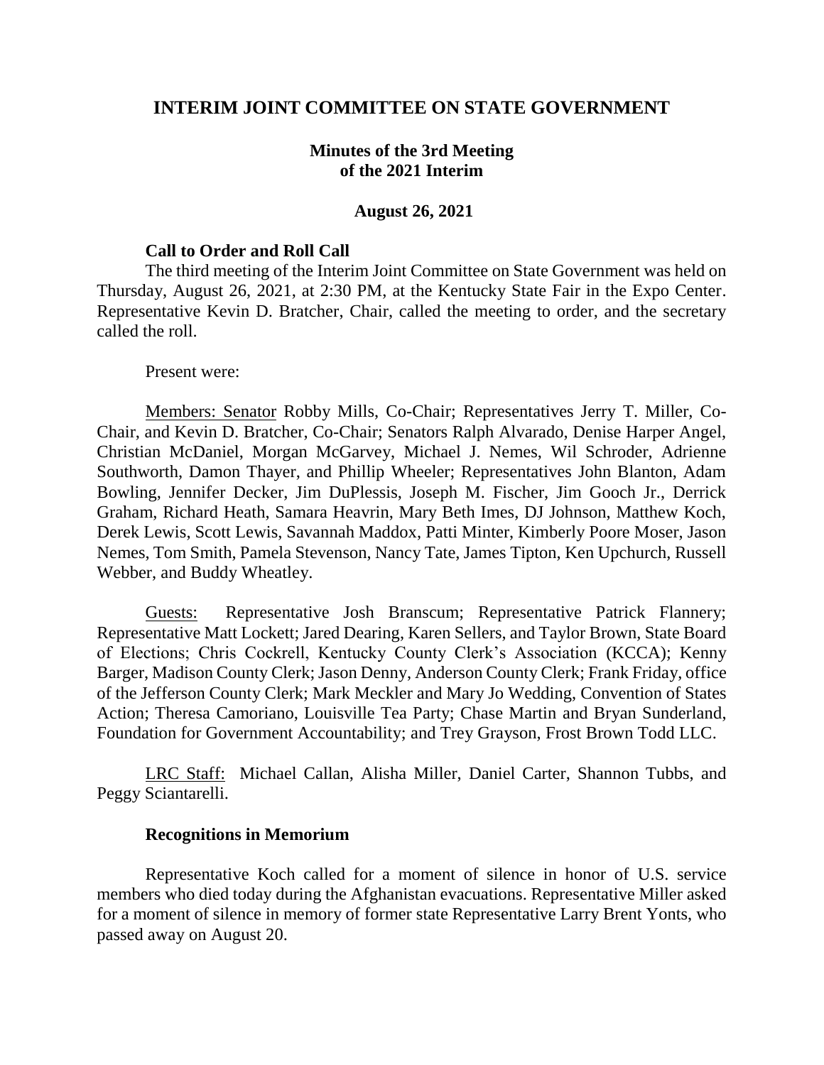# INTERIM JOINT COMMITTEE ON STATE GOVERNMENT

## Minutes of the 3rd Meeting of the 2021 Interim

### August 26, 2021

**Call to Order and Roll Call**

The third meeting of the Interim Joint Committee on State Government was held on Thursday, August 26, 2021, at 2:30 PM, at the Kentucky State Fair in the Expo Center. Representative Kevin D. Bratcher, Chair, called the meeting to order, and the secretary called the roll.

Present were:

Members: Senator Robby Mills, Co-Chair; Representatives Jerry T. Miller, Co-Chair, and Kevin D. Bratcher, Co-Chair; Senators Ralph Alvarado, Denise Harper Angel, Christian McDaniel, Morgan McGarvey, Michael J. Nemes, Wil Schroder, Adrienne Southworth, Damon Thayer, and Phillip Wheeler; Representatives John Blanton, Adam Bowling, Jennifer Decker, Jim DuPlessis, Joseph M. Fischer, Jim Gooch Jr., Derrick Graham, Richard Heath, Samara Heavrin, Mary Beth Imes, DJ Johnson, Matthew Koch, Derek Lewis, Scott Lewis, Savannah Maddox, Patti Minter, Kimberly Poore Moser, Jason Nemes, Tom Smith, Pamela Stevenson, Nancy Tate, James Tipton, Ken Upchurch, Russell Webber, and Buddy Wheatley.

Guests: Representative Josh Branscum; Representative Patrick Flannery; Representative Matt Lockett; Jared Dearing, Karen Sellers, and Taylor Brown, State Board of Elections; Chris Cockrell, Kentucky County Clerk's Association (KCCA); Kenny Barger, Madison County Clerk; Jason Denny, Anderson County Clerk; Frank Friday, office of the Jefferson County Clerk; Mark Meckler and Mary Jo Wedding, Convention of States Action; Theresa Camoriano, Louisville Tea Party; Chase Martin and Bryan Sunderland, Foundation for Government Accountability; and Trey Grayson, Frost Brown Todd LLC.

LRC Staff: Michael Callan, Alisha Miller, Daniel Carter, Shannon Tubbs, and Peggy Sciantarelli.

**Recognitions in Memorium**

Representative Koch called for a moment of silence in honor of U.S. service members who died today during the Afghanistan evacuations. Representative Miller asked for a moment of silence in memory of former state Representative Larry Brent Yonts, who passed away on August 20.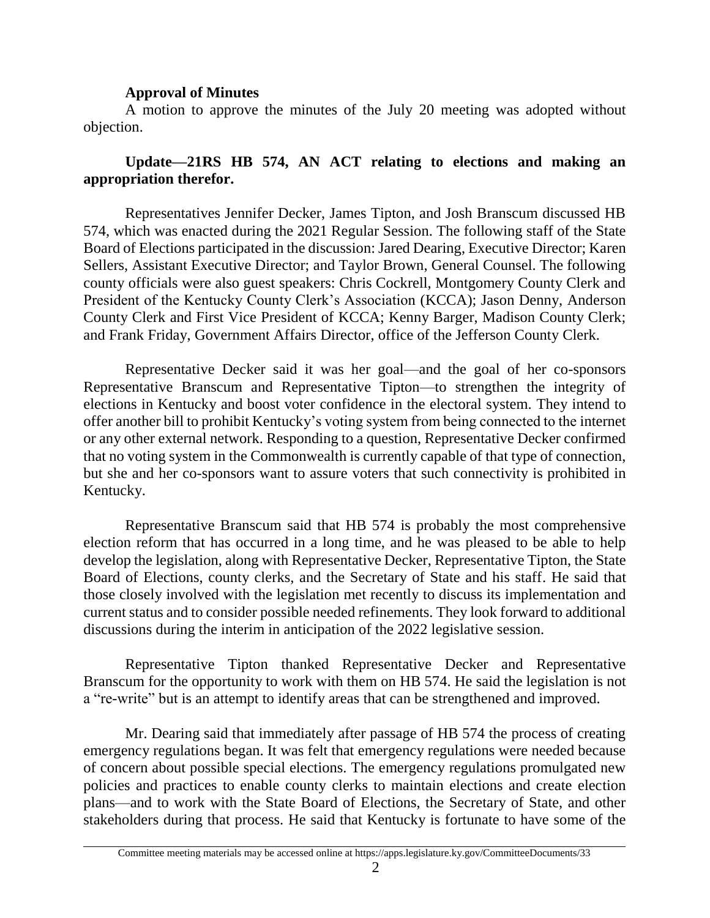**Approval of Minutes**

A motion to approve the minutes of the July 20 meeting was adopted without objection.

**Update—21RS HB 574, AN ACT relating to elections and making an appropriation therefor.**

Representatives Jennifer Decker, James Tipton, and Josh Branscum discussed HB 574, which was enacted during the 2021 Regular Session. The following staff of the State Board of Elections participated in the discussion: Jared Dearing, Executive Director; Karen Sellers, Assistant Executive Director; and Taylor Brown, General Counsel. The following county officials were also guest speakers: Chris Cockrell, Montgomery County Clerk and President of the Kentucky County Clerk's Association (KCCA); Jason Denny, Anderson County Clerk and First Vice President of KCCA; Kenny Barger, Madison County Clerk; and Frank Friday, Government Affairs Director, office of the Jefferson County Clerk.

Representative Decker said it was her goal—and the goal of her co-sponsors Representative Branscum and Representative Tipton—to strengthen the integrity of elections in Kentucky and boost voter confidence in the electoral system. They intend to offer another bill to prohibit Kentucky's voting system from being connected to the internet or any other external network. Responding to a question, Representative Decker confirmed that no voting system in the Commonwealth is currently capable of that type of connection, but she and her co-sponsors want to assure voters that such connectivity is prohibited in Kentucky.

Representative Branscum said that HB 574 is probably the most comprehensive election reform that has occurred in a long time, and he was pleased to be able to help develop the legislation, along with Representative Decker, Representative Tipton, the State Board of Elections, county clerks, and the Secretary of State and his staff. He said that those closely involved with the legislation met recently to discuss its implementation and current status and to consider possible needed refinements. They look forward to additional discussions during the interim in anticipation of the 2022 legislative session.

Representative Tipton thanked Representative Decker and Representative Branscum for the opportunity to work with them on HB 574. He said the legislation is not a "re-write" but is an attempt to identify areas that can be strengthened and improved.

Mr. Dearing said that immediately after passage of HB 574 the process of creating emergency regulations began. It was felt that emergency regulations were needed because of concern about possible special elections. The emergency regulations promulgated new policies and practices to enable county clerks to maintain elections and create election plans—and to work with the State Board of Elections, the Secretary of State, and other stakeholders during that process. He said that Kentucky is fortunate to have some of the

Committee meeting materials may be accessed online at https://apps.legislature.ky.gov/CommitteeDocuments/33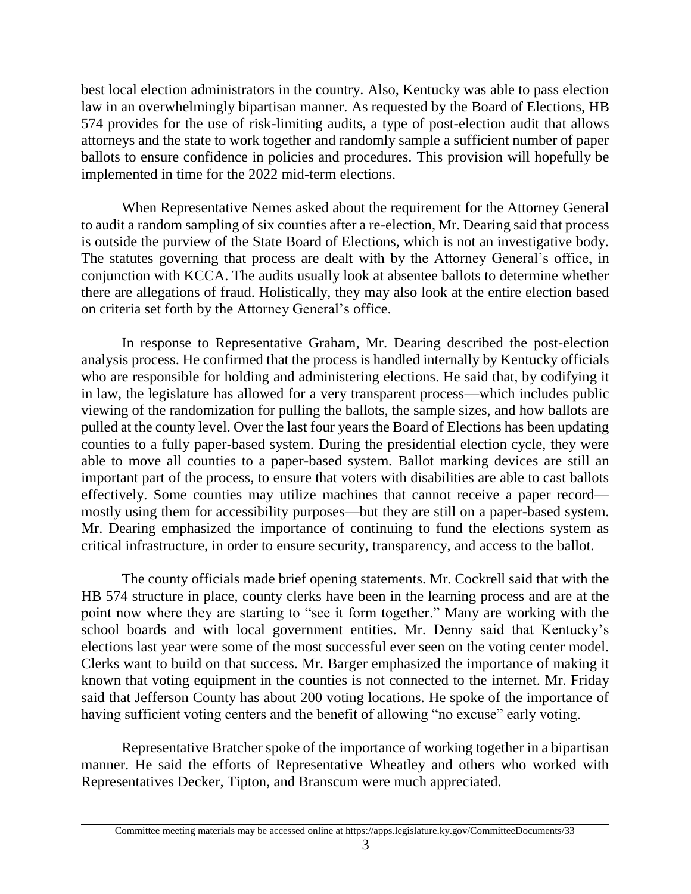best local election administrators in the country. Also, Kentucky was able to pass election law in an overwhelmingly bipartisan manner. As requested by the Board of Elections, HB 574 provides for the use of risk-limiting audits, a type of post-election audit that allows attorneys and the state to work together and randomly sample a sufficient number of paper ballots to ensure confidence in policies and procedures. This provision will hopefully be implemented in time for the 2022 mid-term elections.

When Representative Nemes asked about the requirement for the Attorney General to audit a random sampling of six counties after a re-election, Mr. Dearing said that process is outside the purview of the State Board of Elections, which is not an investigative body. The statutes governing that process are dealt with by the Attorney General's office, in conjunction with KCCA. The audits usually look at absentee ballots to determine whether there are allegations of fraud. Holistically, they may also look at the entire election based on criteria set forth by the Attorney General's office.

In response to Representative Graham, Mr. Dearing described the post-election analysis process. He confirmed that the process is handled internally by Kentucky officials who are responsible for holding and administering elections. He said that, by codifying it in law, the legislature has allowed for a very transparent process—which includes public viewing of the randomization for pulling the ballots, the sample sizes, and how ballots are pulled at the county level. Over the last four years the Board of Elections has been updating counties to a fully paper-based system. During the presidential election cycle, they were able to move all counties to a paper-based system. Ballot marking devices are still an important part of the process, to ensure that voters with disabilities are able to cast ballots effectively. Some counties may utilize machines that cannot receive a paper record—mostly using them for accessibility purposes—but they are still on a paper-based system. Mr. Dearing emphasized the importance of continuing to fund the elections system as critical infrastructure, in order to ensure security, transparency, and access to the ballot.

The county officials made brief opening statements. Mr. Cockrell said that with the HB 574 structure in place, county clerks have been in the learning process and are at the point now where they are starting to "see it form together." Many are working with the school boards and with local government entities. Mr. Denny said that Kentucky's elections last year were some of the most successful ever seen on the voting center model. Clerks want to build on that success. Mr. Barger emphasized the importance of making it known that voting equipment in the counties is not connected to the internet. Mr. Friday said that Jefferson County has about 200 voting locations. He spoke of the importance of having sufficient voting centers and the benefit of allowing "no excuse" early voting.

Representative Bratcher spoke of the importance of working together in a bipartisan manner. He said the efforts of Representative Wheatley and others who worked with Representatives Decker, Tipton, and Branscum were much appreciated.

Committee meeting materials may be accessed online at https://apps.legislature.ky.gov/CommitteeDocuments/33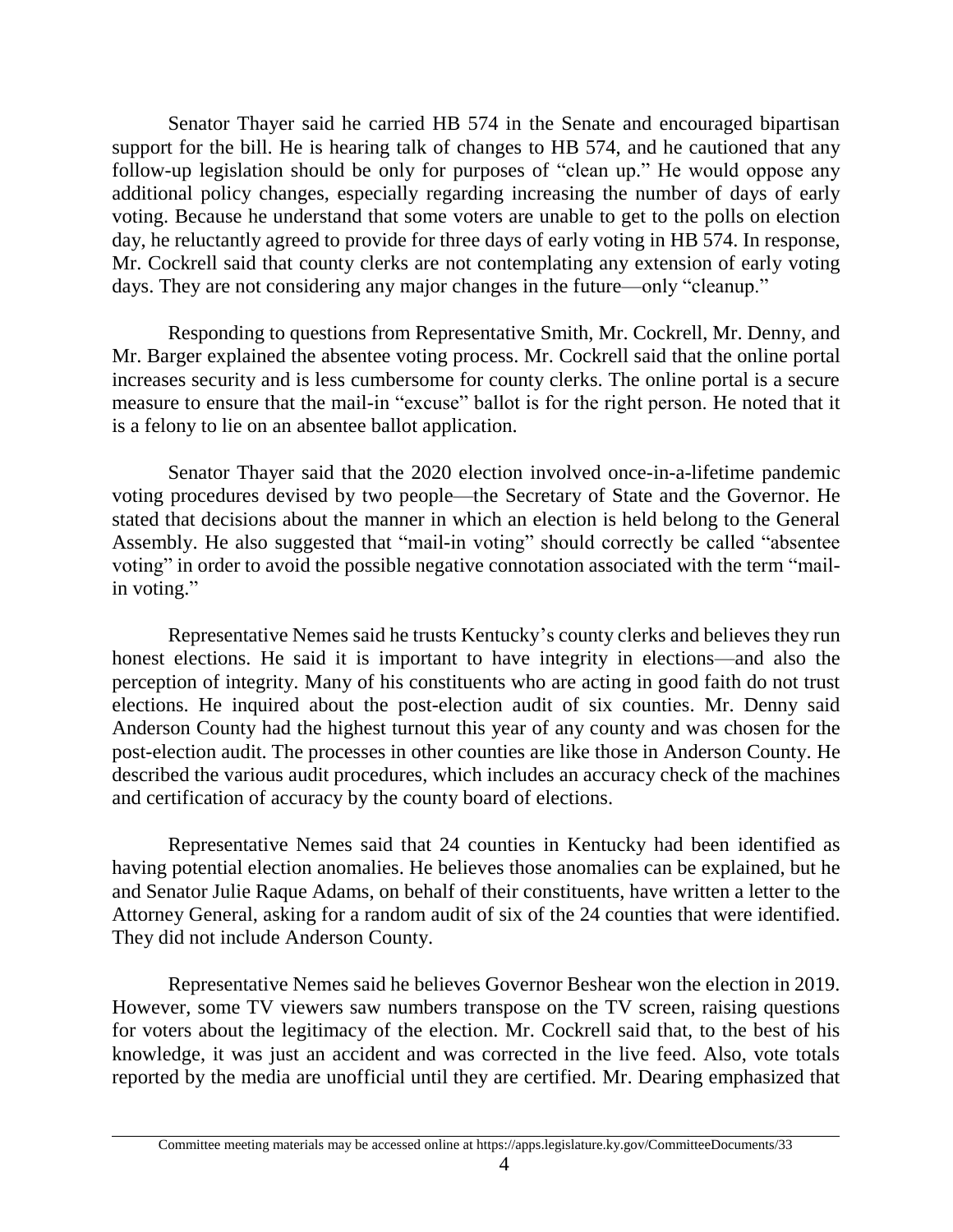Senator Thayer said he carried HB 574 in the Senate and encouraged bipartisan support for the bill. He is hearing talk of changes to HB 574, and he cautioned that any follow-up legislation should be only for purposes of "clean up." He would oppose any additional policy changes, especially regarding increasing the number of days of early voting. Because he understand that some voters are unable to get to the polls on election day, he reluctantly agreed to provide for three days of early voting in HB 574. In response, Mr. Cockrell said that county clerks are not contemplating any extension of early voting days. They are not considering any major changes in the future—only "cleanup."

Responding to questions from Representative Smith, Mr. Cockrell, Mr. Denny, and Mr. Barger explained the absentee voting process. Mr. Cockrell said that the online portal increases security and is less cumbersome for county clerks. The online portal is a secure measure to ensure that the mail-in "excuse" ballot is for the right person. He noted that it is a felony to lie on an absentee ballot application.

Senator Thayer said that the 2020 election involved once-in-a-lifetime pandemic voting procedures devised by two people—the Secretary of State and the Governor. He stated that decisions about the manner in which an election is held belong to the General Assembly. He also suggested that "mail-in voting" should correctly be called "absentee voting" in order to avoid the possible negative connotation associated with the term "mail-in voting."

Representative Nemes said he trusts Kentucky's county clerks and believes they run honest elections. He said it is important to have integrity in elections—and also the perception of integrity. Many of his constituents who are acting in good faith do not trust elections. He inquired about the post-election audit of six counties. Mr. Denny said Anderson County had the highest turnout this year of any county and was chosen for the post-election audit. The processes in other counties are like those in Anderson County. He described the various audit procedures, which includes an accuracy check of the machines and certification of accuracy by the county board of elections.

Representative Nemes said that 24 counties in Kentucky had been identified as having potential election anomalies. He believes those anomalies can be explained, but he and Senator Julie Raque Adams, on behalf of their constituents, have written a letter to the Attorney General, asking for a random audit of six of the 24 counties that were identified. They did not include Anderson County.

Representative Nemes said he believes Governor Beshear won the election in 2019. However, some TV viewers saw numbers transpose on the TV screen, raising questions for voters about the legitimacy of the election. Mr. Cockrell said that, to the best of his knowledge, it was just an accident and was corrected in the live feed. Also, vote totals reported by the media are unofficial until they are certified. Mr. Dearing emphasized that

Committee meeting materials may be accessed online at https://apps.legislature.ky.gov/CommitteeDocuments/33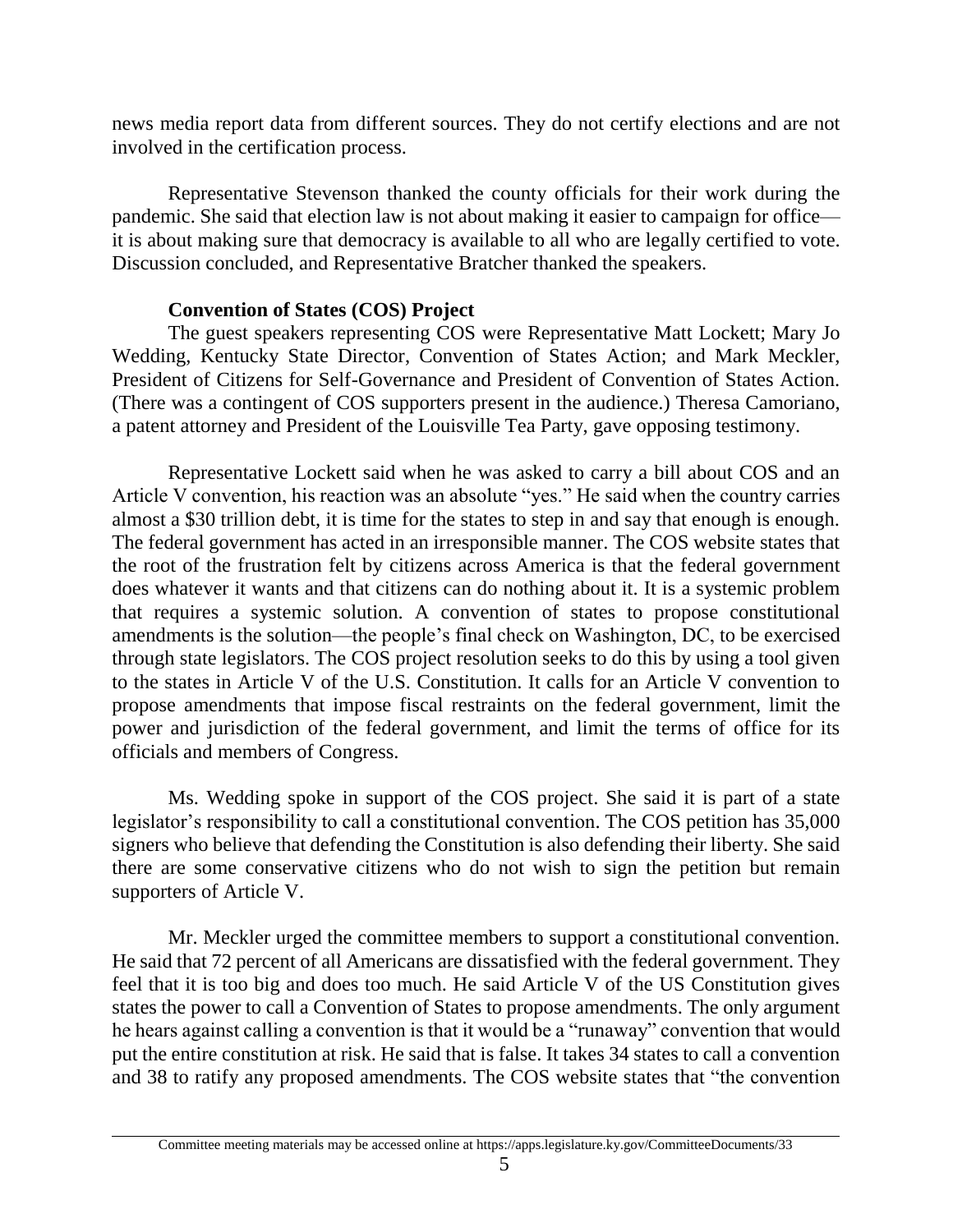news media report data from different sources. They do not certify elections and are not involved in the certification process.

Representative Stevenson thanked the county officials for their work during the pandemic. She said that election law is not about making it easier to campaign for office—it is about making sure that democracy is available to all who are legally certified to vote. Discussion concluded, and Representative Bratcher thanked the speakers.

**Convention of States (COS) Project**

The guest speakers representing COS were Representative Matt Lockett; Mary Jo Wedding, Kentucky State Director, Convention of States Action; and Mark Meckler, President of Citizens for Self-Governance and President of Convention of States Action. (There was a contingent of COS supporters present in the audience.) Theresa Camoriano, a patent attorney and President of the Louisville Tea Party, gave opposing testimony.

Representative Lockett said when he was asked to carry a bill about COS and an Article V convention, his reaction was an absolute "yes." He said when the country carries almost a $30 trillion debt, it is time for the states to step in and say that enough is enough. The federal government has acted in an irresponsible manner. The COS website states that the root of the frustration felt by citizens across America is that the federal government does whatever it wants and that citizens can do nothing about it. It is a systemic problem that requires a systemic solution. A convention of states to propose constitutional amendments is the solution—the people's final check on Washington, DC, to be exercised through state legislators. The COS project resolution seeks to do this by using a tool given to the states in Article V of the U.S. Constitution. It calls for an Article V convention to propose amendments that impose fiscal restraints on the federal government, limit the power and jurisdiction of the federal government, and limit the terms of office for its officials and members of Congress.

Ms. Wedding spoke in support of the COS project. She said it is part of a state legislator's responsibility to call a constitutional convention. The COS petition has 35,000 signers who believe that defending the Constitution is also defending their liberty. She said there are some conservative citizens who do not wish to sign the petition but remain supporters of Article V.

Mr. Meckler urged the committee members to support a constitutional convention. He said that 72 percent of all Americans are dissatisfied with the federal government. They feel that it is too big and does too much. He said Article V of the US Constitution gives states the power to call a Convention of States to propose amendments. The only argument he hears against calling a convention is that it would be a "runaway" convention that would put the entire constitution at risk. He said that is false. It takes 34 states to call a convention and 38 to ratify any proposed amendments. The COS website states that "the convention

Committee meeting materials may be accessed online at https://apps.legislature.ky.gov/CommitteeDocuments/33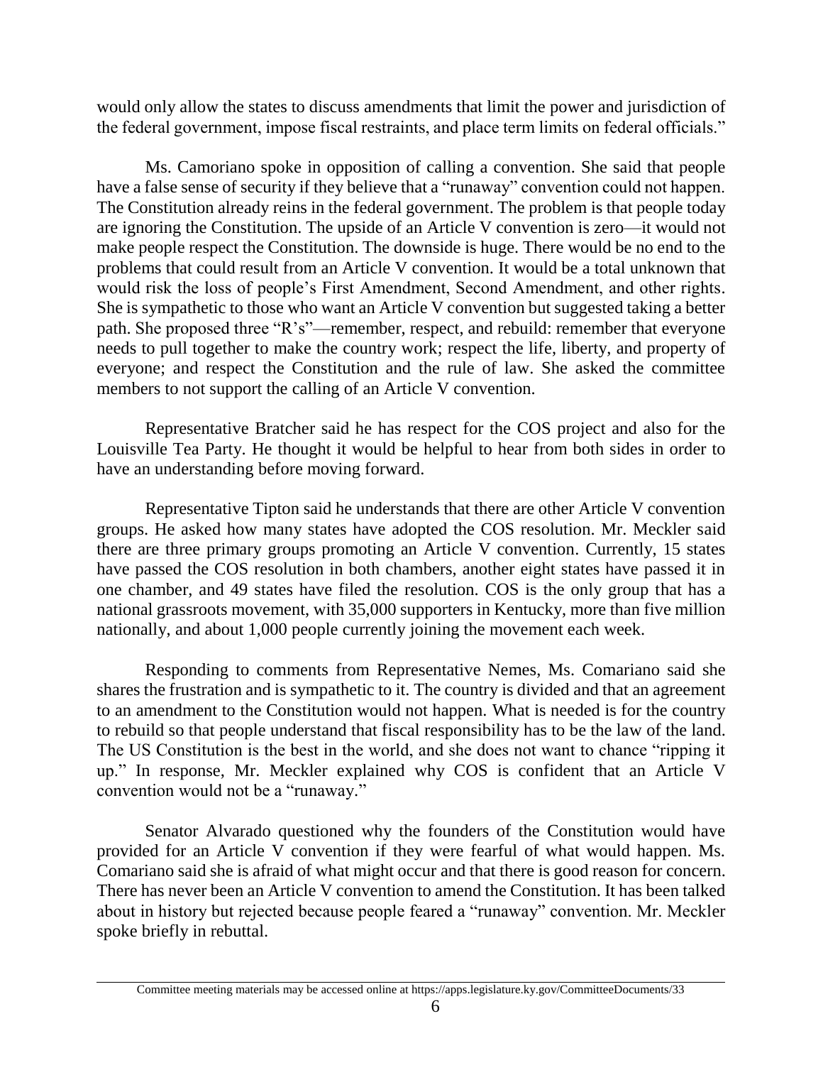would only allow the states to discuss amendments that limit the power and jurisdiction of the federal government, impose fiscal restraints, and place term limits on federal officials."

Ms. Camoriano spoke in opposition of calling a convention. She said that people have a false sense of security if they believe that a "runaway" convention could not happen. The Constitution already reins in the federal government. The problem is that people today are ignoring the Constitution. The upside of an Article V convention is zero—it would not make people respect the Constitution. The downside is huge. There would be no end to the problems that could result from an Article V convention. It would be a total unknown that would risk the loss of people's First Amendment, Second Amendment, and other rights. She is sympathetic to those who want an Article V convention but suggested taking a better path. She proposed three "R's"—remember, respect, and rebuild: remember that everyone needs to pull together to make the country work; respect the life, liberty, and property of everyone; and respect the Constitution and the rule of law. She asked the committee members to not support the calling of an Article V convention.

Representative Bratcher said he has respect for the COS project and also for the Louisville Tea Party. He thought it would be helpful to hear from both sides in order to have an understanding before moving forward.

Representative Tipton said he understands that there are other Article V convention groups. He asked how many states have adopted the COS resolution. Mr. Meckler said there are three primary groups promoting an Article V convention. Currently, 15 states have passed the COS resolution in both chambers, another eight states have passed it in one chamber, and 49 states have filed the resolution. COS is the only group that has a national grassroots movement, with 35,000 supporters in Kentucky, more than five million nationally, and about 1,000 people currently joining the movement each week.

Responding to comments from Representative Nemes, Ms. Comariano said she shares the frustration and is sympathetic to it. The country is divided and that an agreement to an amendment to the Constitution would not happen. What is needed is for the country to rebuild so that people understand that fiscal responsibility has to be the law of the land. The US Constitution is the best in the world, and she does not want to chance "ripping it up." In response, Mr. Meckler explained why COS is confident that an Article V convention would not be a "runaway."

Senator Alvarado questioned why the founders of the Constitution would have provided for an Article V convention if they were fearful of what would happen. Ms. Comariano said she is afraid of what might occur and that there is good reason for concern. There has never been an Article V convention to amend the Constitution. It has been talked about in history but rejected because people feared a "runaway" convention. Mr. Meckler spoke briefly in rebuttal.

Committee meeting materials may be accessed online at https://apps.legislature.ky.gov/CommitteeDocuments/33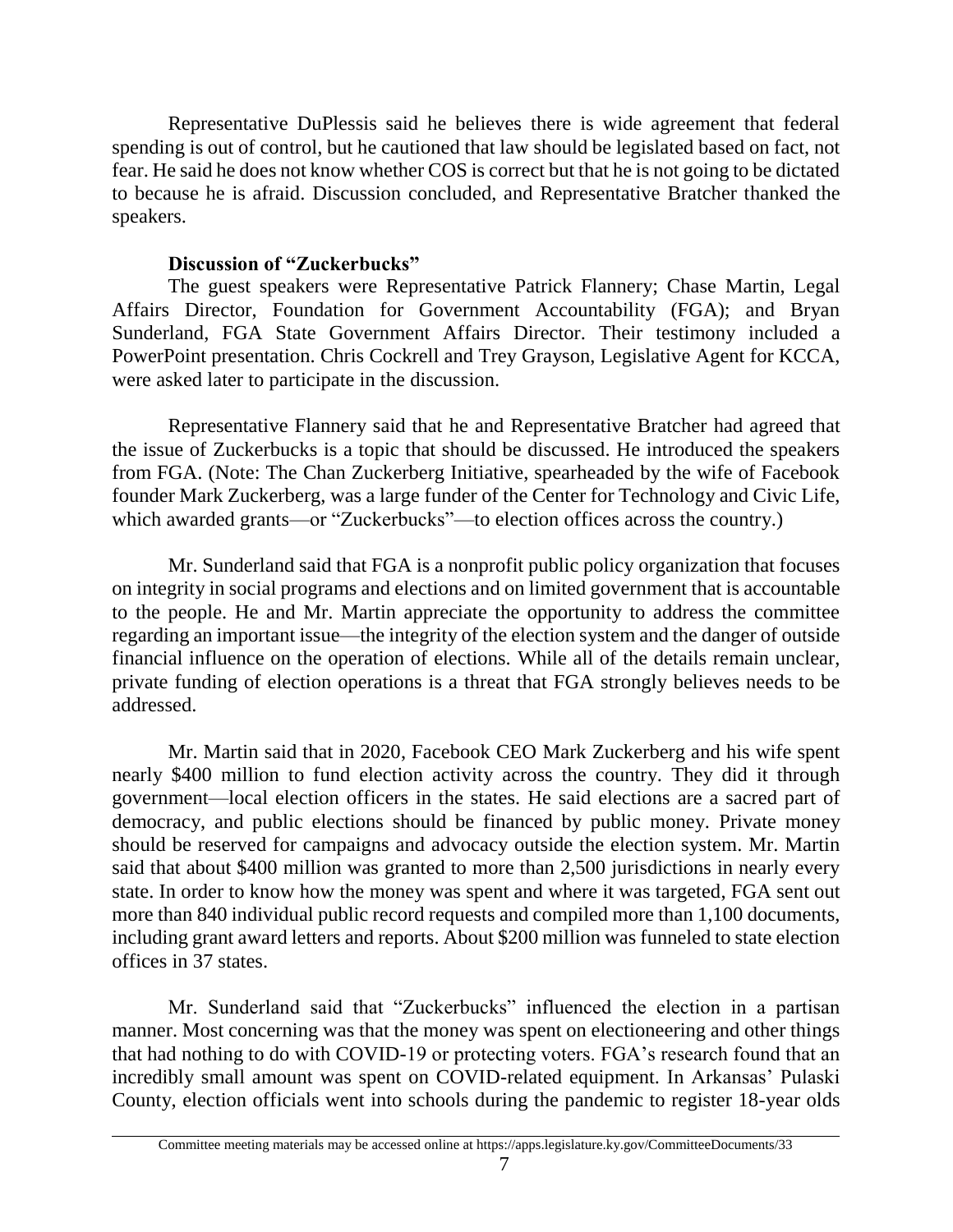Representative DuPlessis said he believes there is wide agreement that federal spending is out of control, but he cautioned that law should be legislated based on fact, not fear. He said he does not know whether COS is correct but that he is not going to be dictated to because he is afraid. Discussion concluded, and Representative Bratcher thanked the speakers.

**Discussion of "Zuckerbucks"**

The guest speakers were Representative Patrick Flannery; Chase Martin, Legal Affairs Director, Foundation for Government Accountability (FGA); and Bryan Sunderland, FGA State Government Affairs Director. Their testimony included a PowerPoint presentation. Chris Cockrell and Trey Grayson, Legislative Agent for KCCA, were asked later to participate in the discussion.

Representative Flannery said that he and Representative Bratcher had agreed that the issue of Zuckerbucks is a topic that should be discussed. He introduced the speakers from FGA. (Note: The Chan Zuckerberg Initiative, spearheaded by the wife of Facebook founder Mark Zuckerberg, was a large funder of the Center for Technology and Civic Life, which awarded grants—or "Zuckerbucks"—to election offices across the country.)

Mr. Sunderland said that FGA is a nonprofit public policy organization that focuses on integrity in social programs and elections and on limited government that is accountable to the people. He and Mr. Martin appreciate the opportunity to address the committee regarding an important issue—the integrity of the election system and the danger of outside financial influence on the operation of elections. While all of the details remain unclear, private funding of election operations is a threat that FGA strongly believes needs to be addressed.

Mr. Martin said that in 2020, Facebook CEO Mark Zuckerberg and his wife spent nearly $400 million to fund election activity across the country. They did it through government—local election officers in the states. He said elections are a sacred part of democracy, and public elections should be financed by public money. Private money should be reserved for campaigns and advocacy outside the election system. Mr. Martin said that about $400 million was granted to more than 2,500 jurisdictions in nearly every state. In order to know how the money was spent and where it was targeted, FGA sent out more than 840 individual public record requests and compiled more than 1,100 documents, including grant award letters and reports. About $200 million was funneled to state election offices in 37 states.

Mr. Sunderland said that "Zuckerbucks" influenced the election in a partisan manner. Most concerning was that the money was spent on electioneering and other things that had nothing to do with COVID-19 or protecting voters. FGA's research found that an incredibly small amount was spent on COVID-related equipment. In Arkansas' Pulaski County, election officials went into schools during the pandemic to register 18-year olds

Committee meeting materials may be accessed online at https://apps.legislature.ky.gov/CommitteeDocuments/33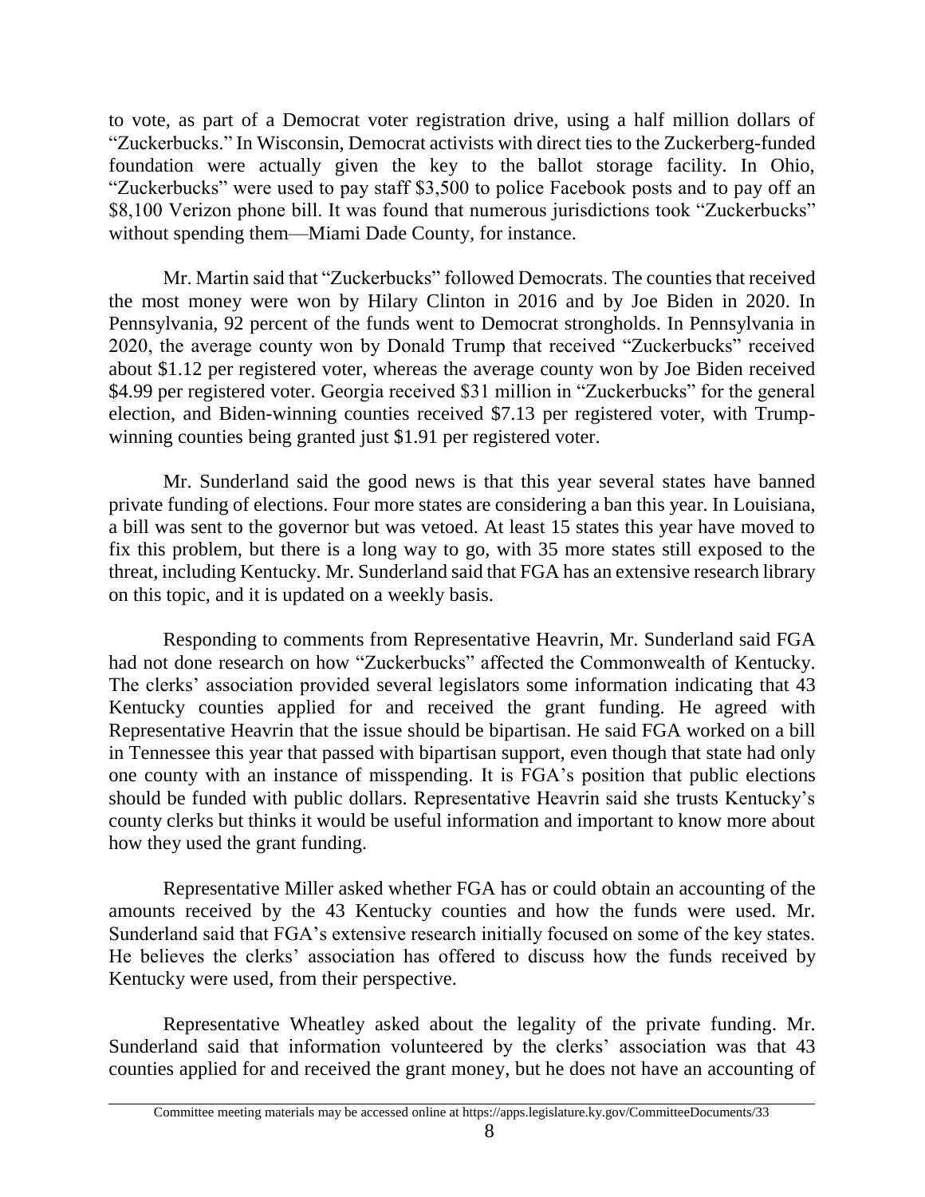to vote, as part of a Democrat voter registration drive, using a half million dollars of "Zuckerbucks." In Wisconsin, Democrat activists with direct ties to the Zuckerberg-funded foundation were actually given the key to the ballot storage facility. In Ohio, "Zuckerbucks" were used to pay staff $3,500 to police Facebook posts and to pay off an $8,100 Verizon phone bill. It was found that numerous jurisdictions took "Zuckerbucks" without spending them—Miami Dade County, for instance.

Mr. Martin said that "Zuckerbucks" followed Democrats. The counties that received the most money were won by Hilary Clinton in 2016 and by Joe Biden in 2020. In Pennsylvania, 92 percent of the funds went to Democrat strongholds. In Pennsylvania in 2020, the average county won by Donald Trump that received "Zuckerbucks" received about $1.12 per registered voter, whereas the average county won by Joe Biden received $4.99 per registered voter. Georgia received $31 million in "Zuckerbucks" for the general election, and Biden-winning counties received $7.13 per registered voter, with Trump-winning counties being granted just $1.91 per registered voter.

Mr. Sunderland said the good news is that this year several states have banned private funding of elections. Four more states are considering a ban this year. In Louisiana, a bill was sent to the governor but was vetoed. At least 15 states this year have moved to fix this problem, but there is a long way to go, with 35 more states still exposed to the threat, including Kentucky. Mr. Sunderland said that FGA has an extensive research library on this topic, and it is updated on a weekly basis.

Responding to comments from Representative Heavrin, Mr. Sunderland said FGA had not done research on how "Zuckerbucks" affected the Commonwealth of Kentucky. The clerks' association provided several legislators some information indicating that 43 Kentucky counties applied for and received the grant funding. He agreed with Representative Heavrin that the issue should be bipartisan. He said FGA worked on a bill in Tennessee this year that passed with bipartisan support, even though that state had only one county with an instance of misspending. It is FGA's position that public elections should be funded with public dollars. Representative Heavrin said she trusts Kentucky's county clerks but thinks it would be useful information and important to know more about how they used the grant funding.

Representative Miller asked whether FGA has or could obtain an accounting of the amounts received by the 43 Kentucky counties and how the funds were used. Mr. Sunderland said that FGA's extensive research initially focused on some of the key states. He believes the clerks' association has offered to discuss how the funds received by Kentucky were used, from their perspective.

Representative Wheatley asked about the legality of the private funding. Mr. Sunderland said that information volunteered by the clerks' association was that 43 counties applied for and received the grant money, but he does not have an accounting of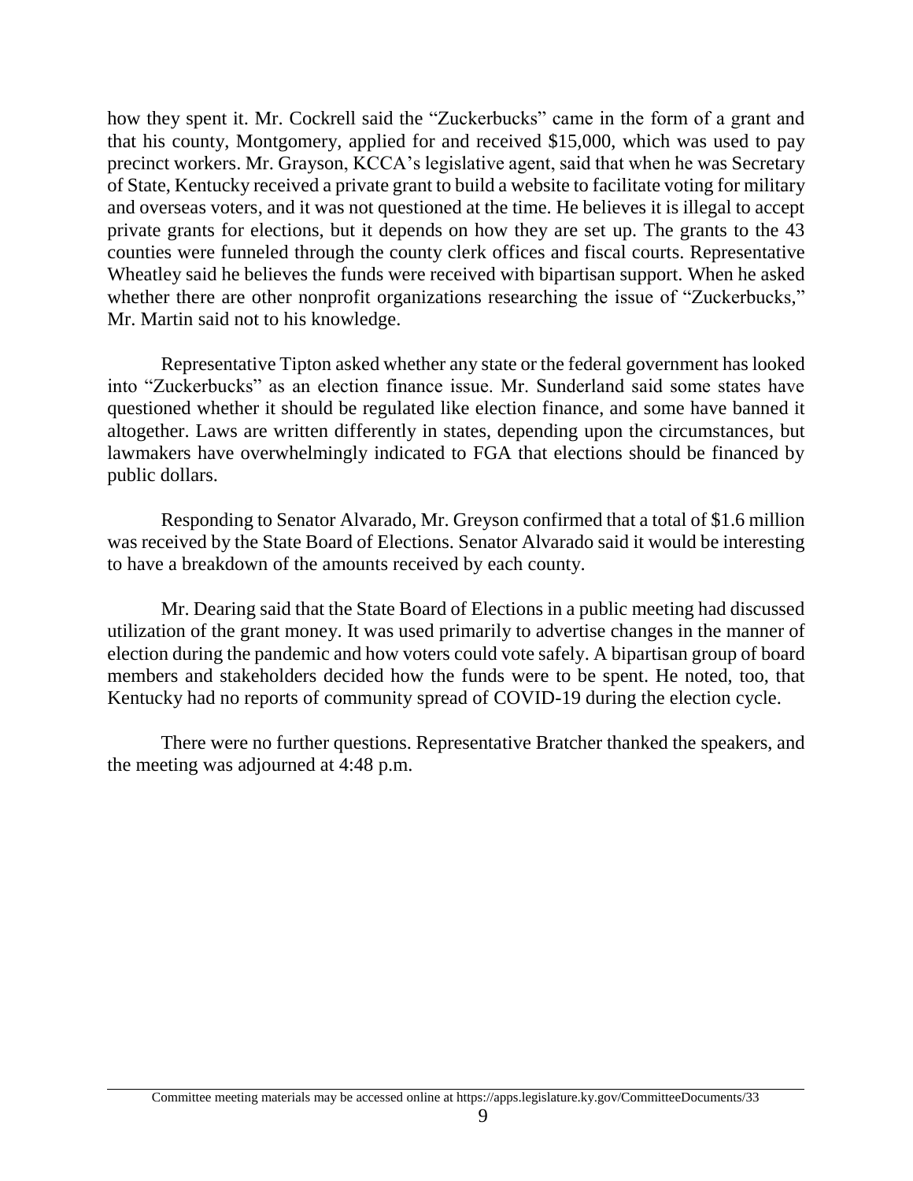how they spent it. Mr. Cockrell said the "Zuckerbucks" came in the form of a grant and that his county, Montgomery, applied for and received $15,000, which was used to pay precinct workers. Mr. Grayson, KCCA's legislative agent, said that when he was Secretary of State, Kentucky received a private grant to build a website to facilitate voting for military and overseas voters, and it was not questioned at the time. He believes it is illegal to accept private grants for elections, but it depends on how they are set up. The grants to the 43 counties were funneled through the county clerk offices and fiscal courts. Representative Wheatley said he believes the funds were received with bipartisan support. When he asked whether there are other nonprofit organizations researching the issue of "Zuckerbucks," Mr. Martin said not to his knowledge.

Representative Tipton asked whether any state or the federal government has looked into "Zuckerbucks" as an election finance issue. Mr. Sunderland said some states have questioned whether it should be regulated like election finance, and some have banned it altogether. Laws are written differently in states, depending upon the circumstances, but lawmakers have overwhelmingly indicated to FGA that elections should be financed by public dollars.

Responding to Senator Alvarado, Mr. Greyson confirmed that a total of $1.6 million was received by the State Board of Elections. Senator Alvarado said it would be interesting to have a breakdown of the amounts received by each county.

Mr. Dearing said that the State Board of Elections in a public meeting had discussed utilization of the grant money. It was used primarily to advertise changes in the manner of election during the pandemic and how voters could vote safely. A bipartisan group of board members and stakeholders decided how the funds were to be spent. He noted, too, that Kentucky had no reports of community spread of COVID-19 during the election cycle.

There were no further questions. Representative Bratcher thanked the speakers, and the meeting was adjourned at 4:48 p.m.

Committee meeting materials may be accessed online at https://apps.legislature.ky.gov/CommitteeDocuments/33